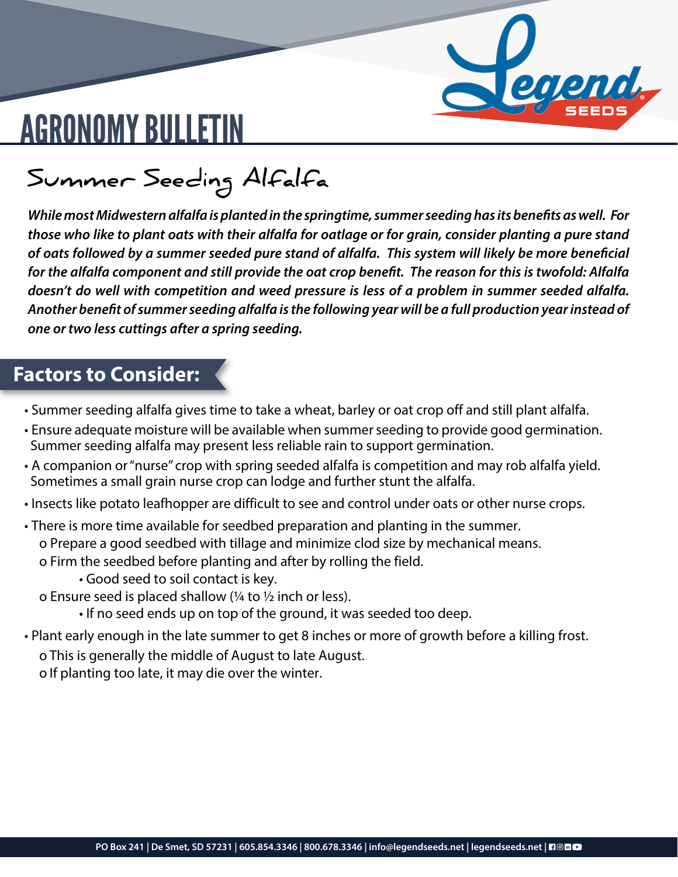# AGRONOMY BULLETIN

## Summer Seeding Alfalfa

***While most Midwestern alfalfa is planted in the springtime, summer seeding has its benefits as well. For those who like to plant oats with their alfalfa for oatlage or for grain, consider planting a pure stand of oats followed by a summer seeded pure stand of alfalfa. This system will likely be more beneficial for the alfalfa component and still provide the oat crop benefit. The reason for this is twofold: Alfalfa doesn't do well with competition and weed pressure is less of a problem in summer seeded alfalfa. Another benefit of summer seeding alfalfa is the following year will be a full production year instead of one or two less cuttings after a spring seeding.***

### Factors to Consider:

- Summer seeding alfalfa gives time to take a wheat, barley or oat crop off and still plant alfalfa.
- Ensure adequate moisture will be available when summer seeding to provide good germination. Summer seeding alfalfa may present less reliable rain to support germination.
- A companion or "nurse" crop with spring seeded alfalfa is competition and may rob alfalfa yield. Sometimes a small grain nurse crop can lodge and further stunt the alfalfa.
- Insects like potato leafhopper are difficult to see and control under oats or other nurse crops.
- There is more time available for seedbed preparation and planting in the summer.
  - Prepare a good seedbed with tillage and minimize clod size by mechanical means.
  - Firm the seedbed before planting and after by rolling the field.
    - Good seed to soil contact is key.
  - Ensure seed is placed shallow (¼ to ½ inch or less).
    - If no seed ends up on top of the ground, it was seeded too deep.
- Plant early enough in the late summer to get 8 inches or more of growth before a killing frost.
  - This is generally the middle of August to late August.
  - If planting too late, it may die over the winter.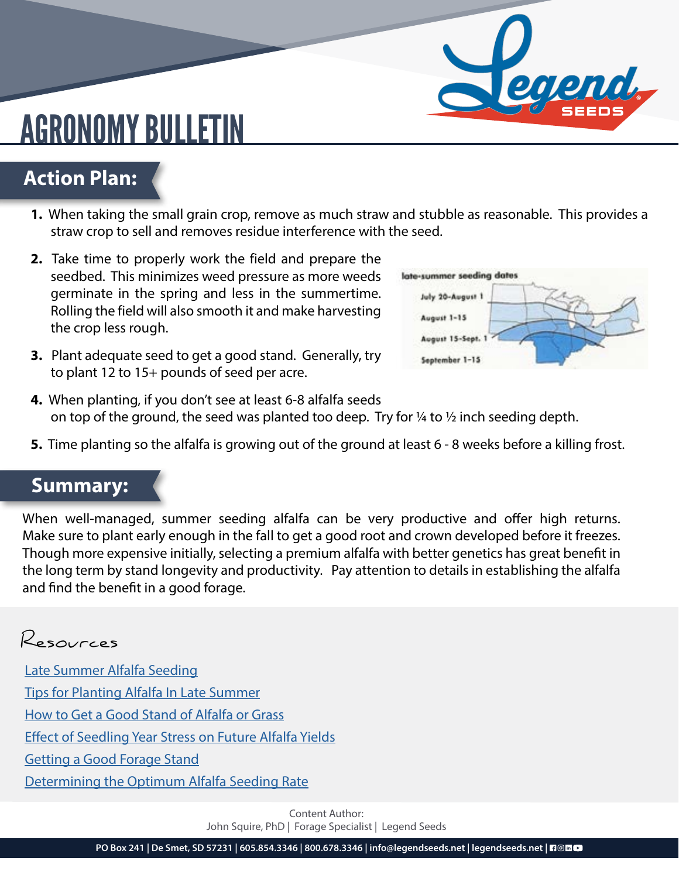# AGRONOMY BULLETIN

## Action Plan:

1. When taking the small grain crop, remove as much straw and stubble as reasonable. This provides a straw crop to sell and removes residue interference with the seed.
2. Take time to properly work the field and prepare the seedbed. This minimizes weed pressure as more weeds germinate in the spring and less in the summertime. Rolling the field will also smooth it and make harvesting the crop less rough.
3. Plant adequate seed to get a good stand. Generally, try to plant 12 to 15+ pounds of seed per acre.
4. When planting, if you don't see at least 6-8 alfalfa seeds on top of the ground, the seed was planted too deep. Try for ¼ to ½ inch seeding depth.
5. Time planting so the alfalfa is growing out of the ground at least 6 - 8 weeks before a killing frost.

late-summer seeding dates
July 20-August 1
August 1-15
August 15-Sept. 1
September 1-15

## Summary:

When well-managed, summer seeding alfalfa can be very productive and offer high returns. Make sure to plant early enough in the fall to get a good root and crown developed before it freezes. Though more expensive initially, selecting a premium alfalfa with better genetics has great benefit in the long term by stand longevity and productivity. Pay attention to details in establishing the alfalfa and find the benefit in a good forage.

## Resources

- Late Summer Alfalfa Seeding
- Tips for Planting Alfalfa In Late Summer
- How to Get a Good Stand of Alfalfa or Grass
- Effect of Seedling Year Stress on Future Alfalfa Yields
- Getting a Good Forage Stand
- Determining the Optimum Alfalfa Seeding Rate

Content Author:
John Squire, PhD | Forage Specialist | Legend Seeds

PO Box 241 | De Smet, SD 57231 | 605.854.3346 | 800.678.3346 | info@legendseeds.net | legendseeds.net